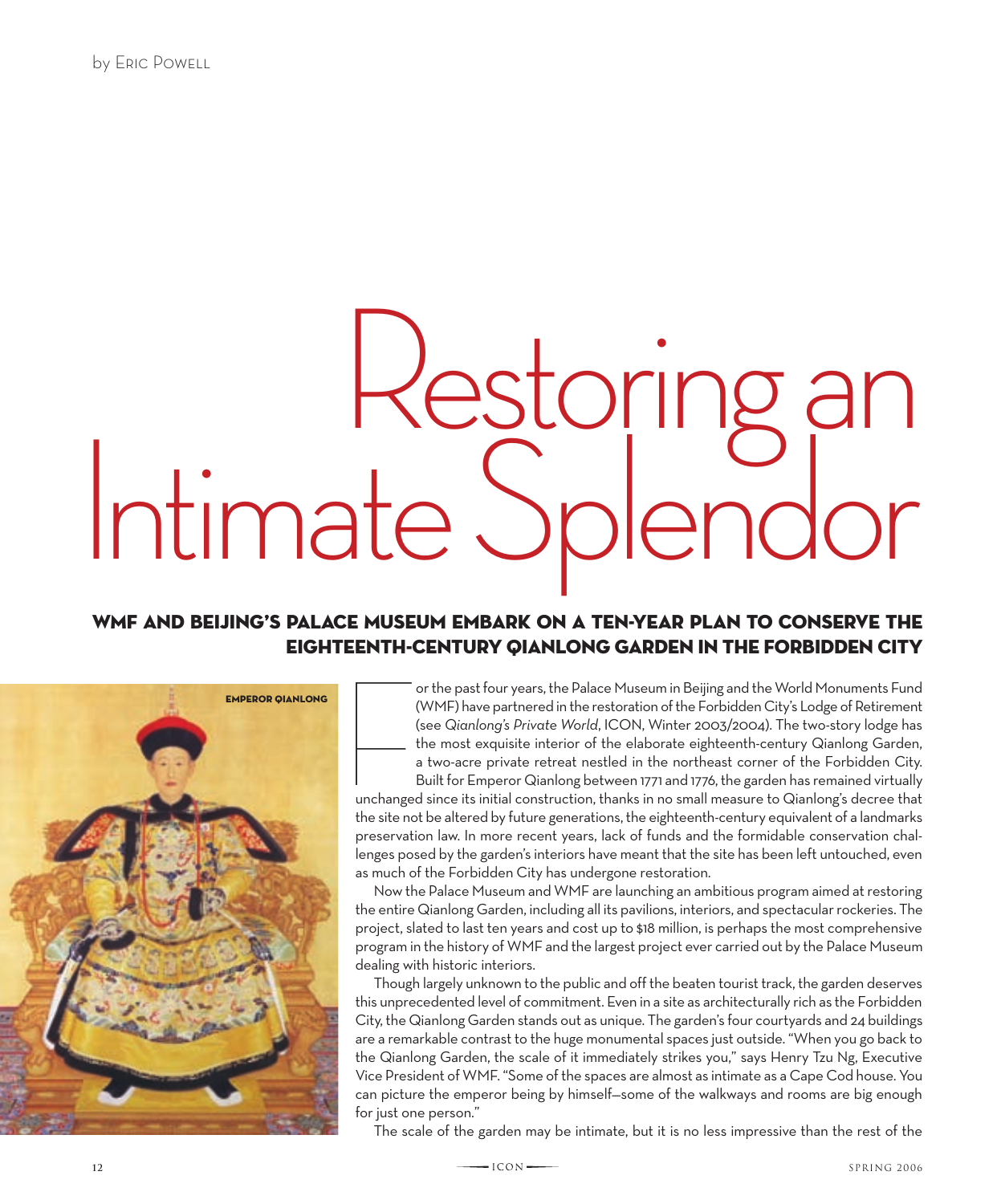by Eric Powell

# Restoring an Intimate Splendor

## WMF and Beijing's Palace Museum embark on a ten-year plan to conserve the eighteenth-century Qianlong Garden in the Forbidden City

Emperor Qianlong

For the past four years, the Palace Museum in Beijing and the World Monuments Fund (WMF) have partnered in the restoration of the Forbidden City's Lodge of Retirement (see *Qianlong's Private World*, ICON, Winter 2003/2004). The two-story lodge has the most exquisite interior of the elaborate eighteenth-century Qianlong Garden, a two-acre private retreat nestled in the northeast corner of the Forbidden City. Built for Emperor Qianlong between 1771 and 1776, the garden has remained virtually unchanged since its initial construction, thanks in no small measure to Qianlong's decree that the site not be altered by future generations, the eighteenth-century equivalent of a landmarks preservation law. In more recent years, lack of funds and the formidable conservation challenges posed by the garden's interiors have meant that the site has been left untouched, even as much of the Forbidden City has undergone restoration.

Now the Palace Museum and WMF are launching an ambitious program aimed at restoring the entire Qianlong Garden, including all its pavilions, interiors, and spectacular rockeries. The project, slated to last ten years and cost up to $18 million, is perhaps the most comprehensive program in the history of WMF and the largest project ever carried out by the Palace Museum dealing with historic interiors.

Though largely unknown to the public and off the beaten tourist track, the garden deserves this unprecedented level of commitment. Even in a site as architecturally rich as the Forbidden City, the Qianlong Garden stands out as unique. The garden's four courtyards and 24 buildings are a remarkable contrast to the huge monumental spaces just outside. "When you go back to the Qianlong Garden, the scale of it immediately strikes you," says Henry Tzu Ng, Executive Vice President of WMF. "Some of the spaces are almost as intimate as a Cape Cod house. You can picture the emperor being by himself—some of the walkways and rooms are big enough for just one person."

The scale of the garden may be intimate, but it is no less impressive than the rest of the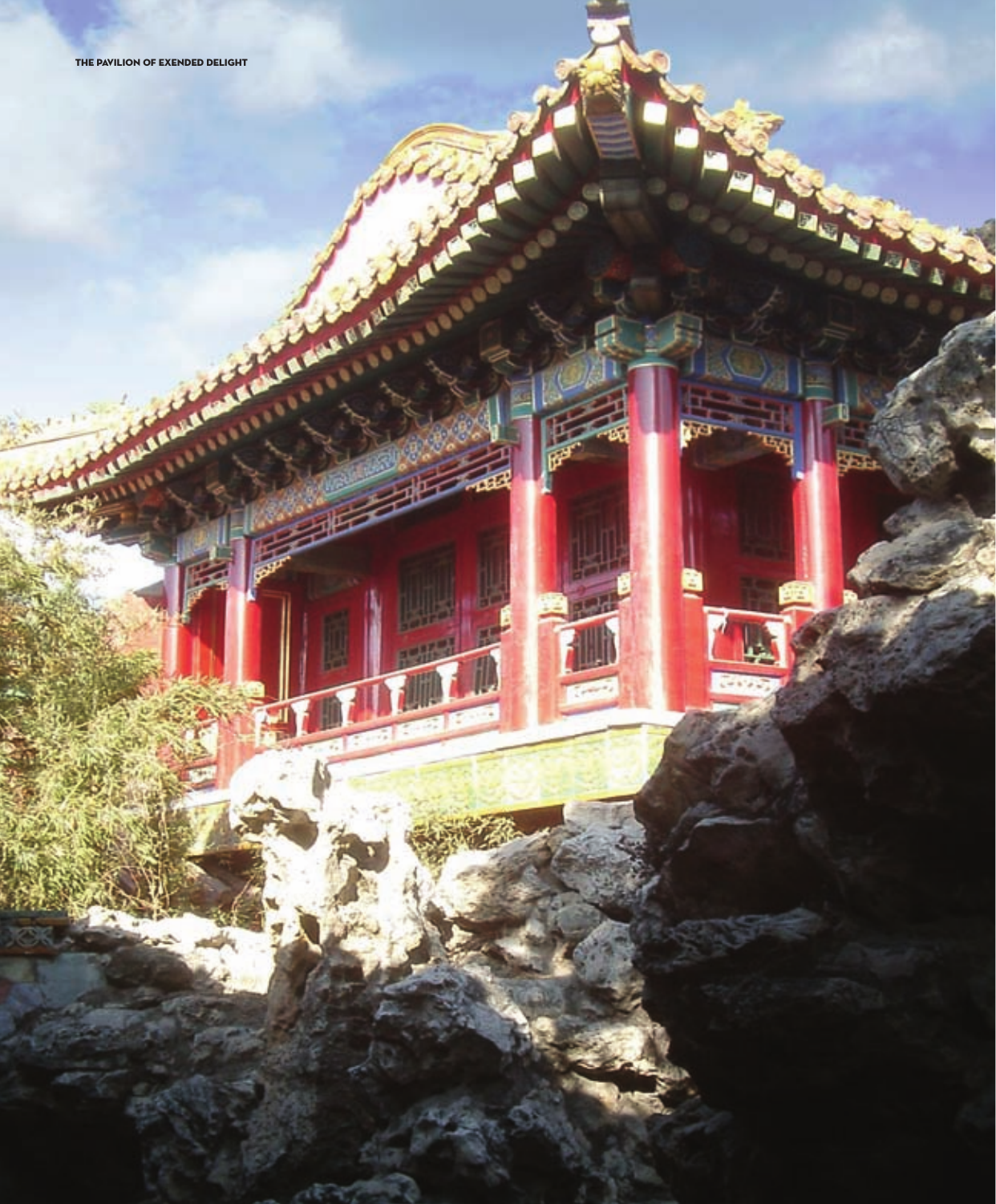THE PAVILION OF EXENDED DELIGHT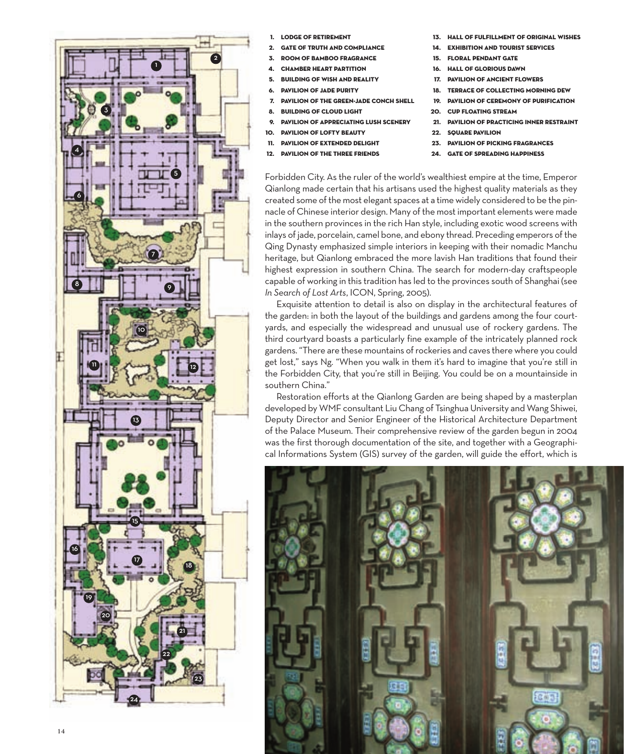1. LODGE OF RETIREMENT
2. GATE OF TRUTH AND COMPLIANCE
3. ROOM OF BAMBOO FRAGRANCE
4. CHAMBER HEART PARTITION
5. BUILDING OF WISH AND REALITY
6. PAVILION OF JADE PURITY
7. PAVILION OF THE GREEN-JADE CONCH SHELL
8. BUILDING OF CLOUD LIGHT
9. PAVILION OF APPRECIATING LUSH SCENERY
10. PAVILION OF LOFTY BEAUTY
11. PAVILION OF EXTENDED DELIGHT
12. PAVILION OF THE THREE FRIENDS
13. HALL OF FULFILLMENT OF ORIGINAL WISHES
14. EXHIBITION AND TOURIST SERVICES
15. FLORAL PENDANT GATE
16. HALL OF GLORIOUS DAWN
17. PAVILION OF ANCIENT FLOWERS
18. TERRACE OF COLLECTING MORNING DEW
19. PAVILION OF CEREMONY OF PURIFICATION
20. CUP FLOATING STREAM
21. PAVILION OF PRACTICING INNER RESTRAINT
22. SQUARE PAVILION
23. PAVILION OF PICKING FRAGRANCES
24. GATE OF SPREADING HAPPINESS

Forbidden City. As the ruler of the world's wealthiest empire at the time, Emperor Qianlong made certain that his artisans used the highest quality materials as they created some of the most elegant spaces at a time widely considered to be the pinnacle of Chinese interior design. Many of the most important elements were made in the southern provinces in the rich Han style, including exotic wood screens with inlays of jade, porcelain, camel bone, and ebony thread. Preceding emperors of the Qing Dynasty emphasized simple interiors in keeping with their nomadic Manchu heritage, but Qianlong embraced the more lavish Han traditions that found their highest expression in southern China. The search for modern-day craftspeople capable of working in this tradition has led to the provinces south of Shanghai (see *In Search of Lost Arts*, ICON, Spring, 2005).

Exquisite attention to detail is also on display in the architectural features of the garden: in both the layout of the buildings and gardens among the four courtyards, and especially the widespread and unusual use of rockery gardens. The third courtyard boasts a particularly fine example of the intricately planned rock gardens. "There are these mountains of rockeries and caves there where you could get lost," says Ng. "When you walk in them it's hard to imagine that you're still in the Forbidden City, that you're still in Beijing. You could be on a mountainside in southern China."

Restoration efforts at the Qianlong Garden are being shaped by a masterplan developed by WMF consultant Liu Chang of Tsinghua University and Wang Shiwei, Deputy Director and Senior Engineer of the Historical Architecture Department of the Palace Museum. Their comprehensive review of the garden begun in 2004 was the first thorough documentation of the site, and together with a Geographical Informations System (GIS) survey of the garden, will guide the effort, which is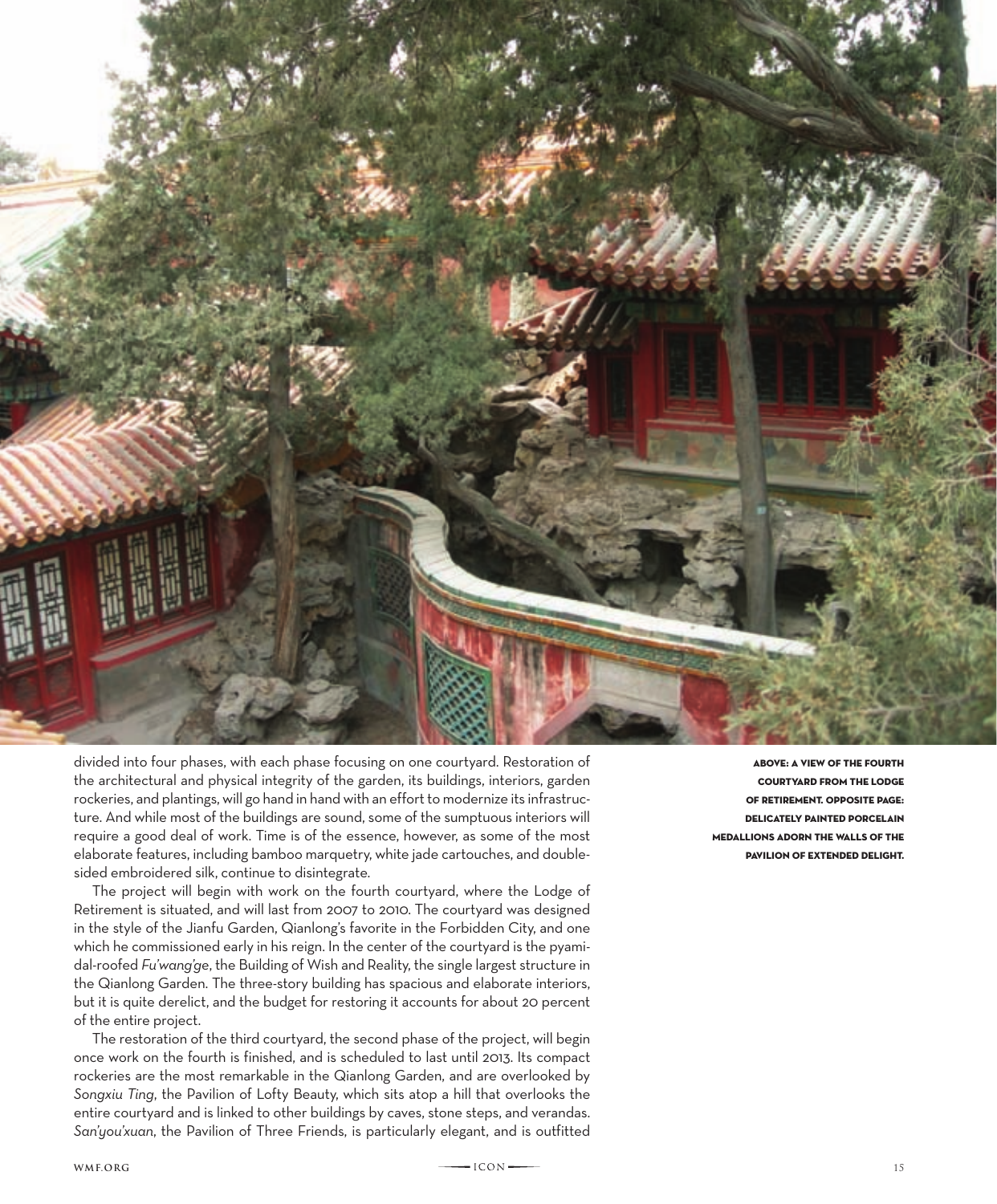divided into four phases, with each phase focusing on one courtyard. Restoration of the architectural and physical integrity of the garden, its buildings, interiors, garden rockeries, and plantings, will go hand in hand with an effort to modernize its infrastructure. And while most of the buildings are sound, some of the sumptuous interiors will require a good deal of work. Time is of the essence, however, as some of the most elaborate features, including bamboo marquetry, white jade cartouches, and double-sided embroidered silk, continue to disintegrate.

The project will begin with work on the fourth courtyard, where the Lodge of Retirement is situated, and will last from 2007 to 2010. The courtyard was designed in the style of the Jianfu Garden, Qianlong's favorite in the Forbidden City, and one which he commissioned early in his reign. In the center of the courtyard is the pyamidal-roofed *Fu'wang'ge*, the Building of Wish and Reality, the single largest structure in the Qianlong Garden. The three-story building has spacious and elaborate interiors, but it is quite derelict, and the budget for restoring it accounts for about 20 percent of the entire project.

The restoration of the third courtyard, the second phase of the project, will begin once work on the fourth is finished, and is scheduled to last until 2013. Its compact rockeries are the most remarkable in the Qianlong Garden, and are overlooked by *Songxiu Ting*, the Pavilion of Lofty Beauty, which sits atop a hill that overlooks the entire courtyard and is linked to other buildings by caves, stone steps, and verandas. *San'you'xuan*, the Pavilion of Three Friends, is particularly elegant, and is outfitted

**ABOVE: A VIEW OF THE FOURTH COURTYARD FROM THE LODGE OF RETIREMENT. OPPOSITE PAGE: DELICATELY PAINTED PORCELAIN MEDALLIONS ADORN THE WALLS OF THE PAVILION OF EXTENDED DELIGHT.**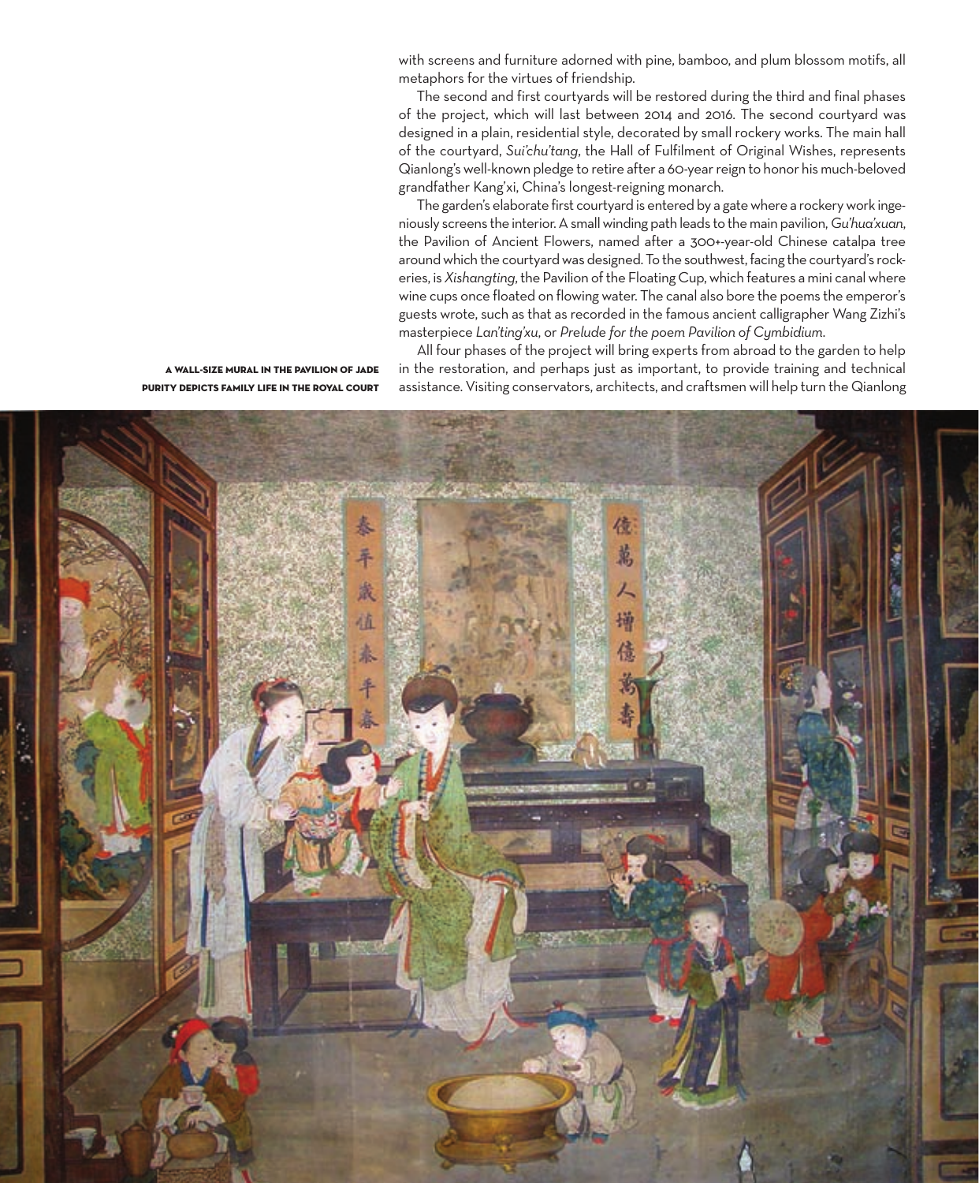with screens and furniture adorned with pine, bamboo, and plum blossom motifs, all metaphors for the virtues of friendship.

The second and first courtyards will be restored during the third and final phases of the project, which will last between 2014 and 2016. The second courtyard was designed in a plain, residential style, decorated by small rockery works. The main hall of the courtyard, *Sui'chu'tang*, the Hall of Fulfilment of Original Wishes, represents Qianlong's well-known pledge to retire after a 60-year reign to honor his much-beloved grandfather Kang'xi, China's longest-reigning monarch.

The garden's elaborate first courtyard is entered by a gate where a rockery work ingeniously screens the interior. A small winding path leads to the main pavilion, *Gu'hua'xuan*, the Pavilion of Ancient Flowers, named after a 300+-year-old Chinese catalpa tree around which the courtyard was designed. To the southwest, facing the courtyard's rockeries, is *Xishangting*, the Pavilion of the Floating Cup, which features a mini canal where wine cups once floated on flowing water. The canal also bore the poems the emperor's guests wrote, such as that as recorded in the famous ancient calligrapher Wang Zizhi's masterpiece *Lan'ting'xu*, or *Prelude for the poem Pavilion of Cymbidium*.

All four phases of the project will bring experts from abroad to the garden to help in the restoration, and perhaps just as important, to provide training and technical assistance. Visiting conservators, architects, and craftsmen will help turn the Qianlong

A WALL-SIZE MURAL IN THE PAVILION OF JADE PURITY DEPICTS FAMILY LIFE IN THE ROYAL COURT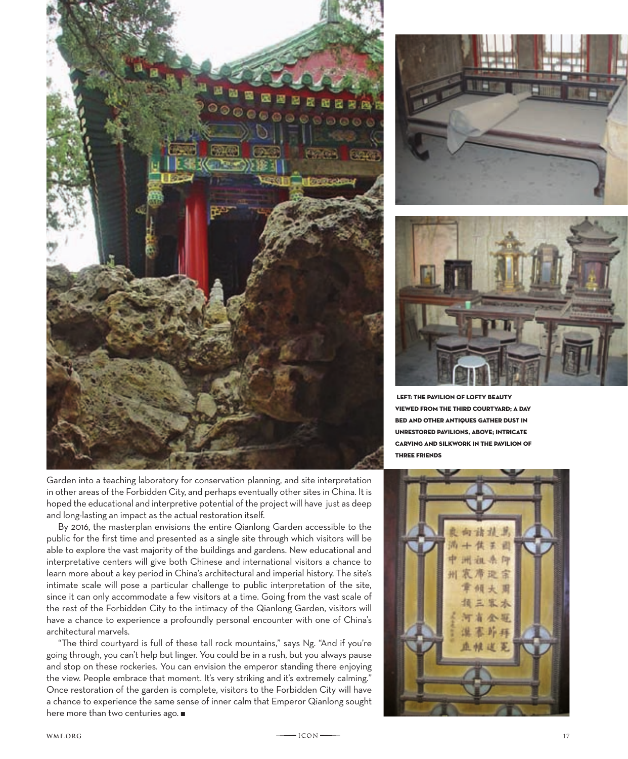LEFT: THE PAVILION OF LOFTY BEAUTY VIEWED FROM THE THIRD COURTYARD; A DAY BED AND OTHER ANTIQUES GATHER DUST IN UNRESTORED PAVILIONS, ABOVE; INTRICATE CARVING AND SILKWORK IN THE PAVILION OF THREE FRIENDS

Garden into a teaching laboratory for conservation planning, and site interpretation in other areas of the Forbidden City, and perhaps eventually other sites in China. It is hoped the educational and interpretive potential of the project will have just as deep and long-lasting an impact as the actual restoration itself.

By 2016, the masterplan envisions the entire Qianlong Garden accessible to the public for the first time and presented as a single site through which visitors will be able to explore the vast majority of the buildings and gardens. New educational and interpretative centers will give both Chinese and international visitors a chance to learn more about a key period in China's architectural and imperial history. The site's intimate scale will pose a particular challenge to public interpretation of the site, since it can only accommodate a few visitors at a time. Going from the vast scale of the rest of the Forbidden City to the intimacy of the Qianlong Garden, visitors will have a chance to experience a profoundly personal encounter with one of China's architectural marvels.

"The third courtyard is full of these tall rock mountains," says Ng. "And if you're going through, you can't help but linger. You could be in a rush, but you always pause and stop on these rockeries. You can envision the emperor standing there enjoying the view. People embrace that moment. It's very striking and it's extremely calming." Once restoration of the garden is complete, visitors to the Forbidden City will have a chance to experience the same sense of inner calm that Emperor Qianlong sought here more than two centuries ago. ■